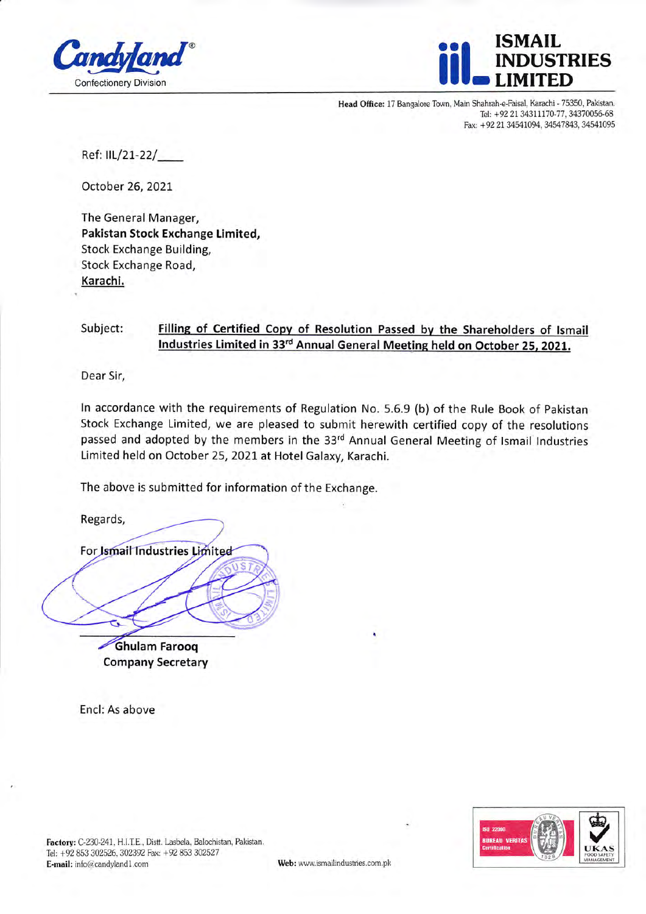Candyland®
Confectionery Division

**ISMAIL INDUSTRIES LIMITED**

**Head Office:** 17 Bangalore Town, Main Shahrah-e-Faisal, Karachi - 75350, Pakistan.
Tel: +92 21 34311170-77, 34370056-68
Fax: +92 21 34541094, 34547843, 34541095

Ref: IIL/21-22/____

October 26, 2021

The General Manager,
**Pakistan Stock Exchange Limited,**
Stock Exchange Building,
Stock Exchange Road,
**Karachi.**

Subject: **Filling of Certified Copy of Resolution Passed by the Shareholders of Ismail Industries Limited in 33rd Annual General Meeting held on October 25, 2021.**

Dear Sir,

In accordance with the requirements of Regulation No. 5.6.9 (b) of the Rule Book of Pakistan Stock Exchange Limited, we are pleased to submit herewith certified copy of the resolutions passed and adopted by the members in the 33rd Annual General Meeting of Ismail Industries Limited held on October 25, 2021 at Hotel Galaxy, Karachi.

The above is submitted for information of the Exchange.

Regards,

For **Ismail Industries Limited**

**Ghulam Farooq**
**Company Secretary**

Encl: As above

**Factory:** C-230-241, H.I.T.E., Distt. Lasbela, Balochistan, Pakistan.
Tel: +92 853 302526, 302392 Fax: +92 853 302527
**E-mail:** info@candyland1.com

**Web:** www.ismailindustries.com.pk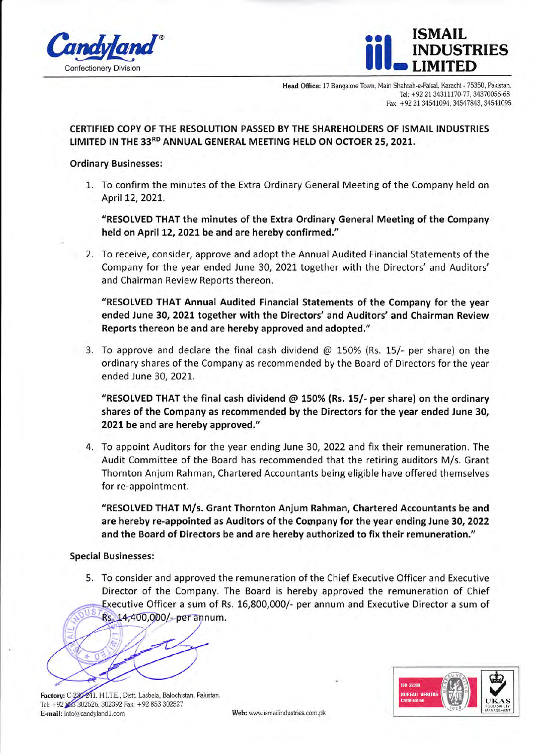Candyland®
Confectionery Division

# ISMAIL INDUSTRIES LIMITED

**Head Office:** 17 Bangalore Town, Main Shahrah-e-Faisal, Karachi - 75350, Pakistan.
Tel: +92 21 34311170-77, 34370056-68
Fax: +92 21 34541094, 34547843, 34541095

**CERTIFIED COPY OF THE RESOLUTION PASSED BY THE SHAREHOLDERS OF ISMAIL INDUSTRIES LIMITED IN THE 33RD ANNUAL GENERAL MEETING HELD ON OCTOER 25, 2021.**

**Ordinary Businesses:**

1. To confirm the minutes of the Extra Ordinary General Meeting of the Company held on April 12, 2021.

   **"RESOLVED THAT the minutes of the Extra Ordinary General Meeting of the Company held on April 12, 2021 be and are hereby confirmed."**

2. To receive, consider, approve and adopt the Annual Audited Financial Statements of the Company for the year ended June 30, 2021 together with the Directors' and Auditors' and Chairman Review Reports thereon.

   **"RESOLVED THAT Annual Audited Financial Statements of the Company for the year ended June 30, 2021 together with the Directors' and Auditors' and Chairman Review Reports thereon be and are hereby approved and adopted."**

3. To approve and declare the final cash dividend @ 150% (Rs. 15/- per share) on the ordinary shares of the Company as recommended by the Board of Directors for the year ended June 30, 2021.

   **"RESOLVED THAT the final cash dividend @ 150% (Rs. 15/- per share) on the ordinary shares of the Company as recommended by the Directors for the year ended June 30, 2021 be and are hereby approved."**

4. To appoint Auditors for the year ending June 30, 2022 and fix their remuneration. The Audit Committee of the Board has recommended that the retiring auditors M/s. Grant Thornton Anjum Rahman, Chartered Accountants being eligible have offered themselves for re-appointment.

   **"RESOLVED THAT M/s. Grant Thornton Anjum Rahman, Chartered Accountants be and are hereby re-appointed as Auditors of the Company for the year ending June 30, 2022 and the Board of Directors be and are hereby authorized to fix their remuneration."**

**Special Businesses:**

5. To consider and approved the remuneration of the Chief Executive Officer and Executive Director of the Company. The Board is hereby approved the remuneration of Chief Executive Officer a sum of Rs. 16,800,000/- per annum and Executive Director a sum of Rs. 14,400,000/- per annum.

**Factory:** C-230-241, H.I.T.E., Distt. Lasbela, Balochistan, Pakistan.
Tel: +92 853 302526, 302392 Fax: +92 853 302527
**E-mail:** info@candyland1.com
**Web:** www.ismailindustries.com.pk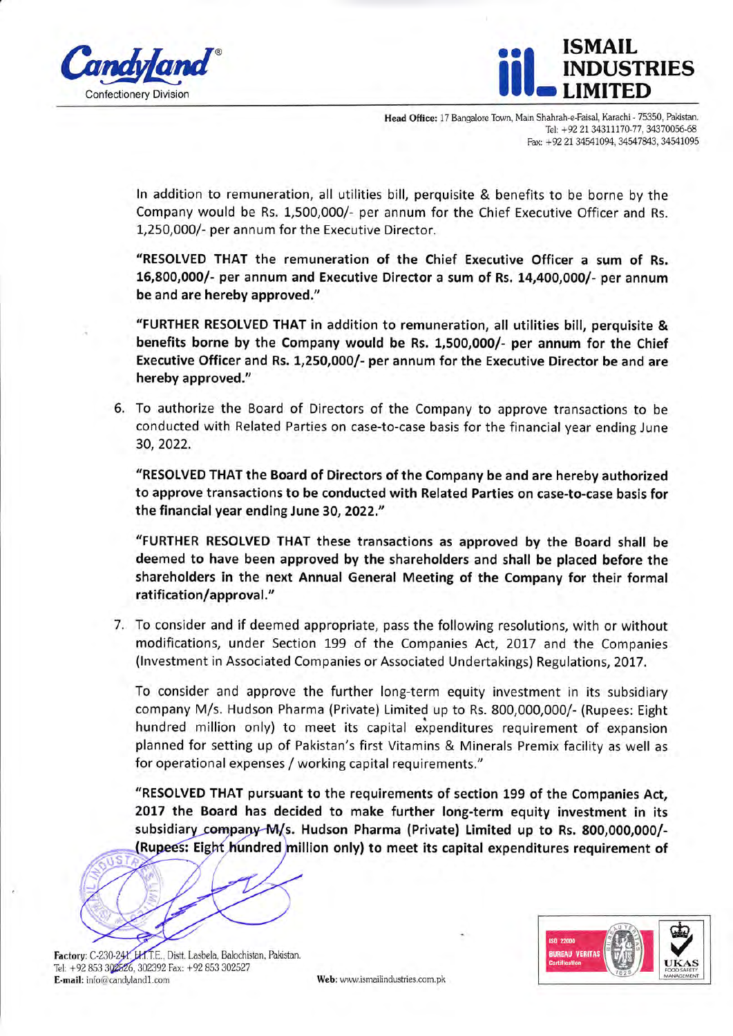In addition to remuneration, all utilities bill, perquisite & benefits to be borne by the Company would be Rs. 1,500,000/- per annum for the Chief Executive Officer and Rs. 1,250,000/- per annum for the Executive Director.

**"RESOLVED THAT the remuneration of the Chief Executive Officer a sum of Rs. 16,800,000/- per annum and Executive Director a sum of Rs. 14,400,000/- per annum be and are hereby approved."**

**"FURTHER RESOLVED THAT in addition to remuneration, all utilities bill, perquisite & benefits borne by the Company would be Rs. 1,500,000/- per annum for the Chief Executive Officer and Rs. 1,250,000/- per annum for the Executive Director be and are hereby approved."**

6. To authorize the Board of Directors of the Company to approve transactions to be conducted with Related Parties on case-to-case basis for the financial year ending June 30, 2022.

   **"RESOLVED THAT the Board of Directors of the Company be and are hereby authorized to approve transactions to be conducted with Related Parties on case-to-case basis for the financial year ending June 30, 2022."**

   **"FURTHER RESOLVED THAT these transactions as approved by the Board shall be deemed to have been approved by the shareholders and shall be placed before the shareholders in the next Annual General Meeting of the Company for their formal ratification/approval."**

7. To consider and if deemed appropriate, pass the following resolutions, with or without modifications, under Section 199 of the Companies Act, 2017 and the Companies (Investment in Associated Companies or Associated Undertakings) Regulations, 2017.

   To consider and approve the further long-term equity investment in its subsidiary company M/s. Hudson Pharma (Private) Limited up to Rs. 800,000,000/- (Rupees: Eight hundred million only) to meet its capital expenditures requirement of expansion planned for setting up of Pakistan's first Vitamins & Minerals Premix facility as well as for operational expenses / working capital requirements."

   **"RESOLVED THAT pursuant to the requirements of section 199 of the Companies Act, 2017 the Board has decided to make further long-term equity investment in its subsidiary company M/s. Hudson Pharma (Private) Limited up to Rs. 800,000,000/- (Rupees: Eight hundred million only) to meet its capital expenditures requirement of**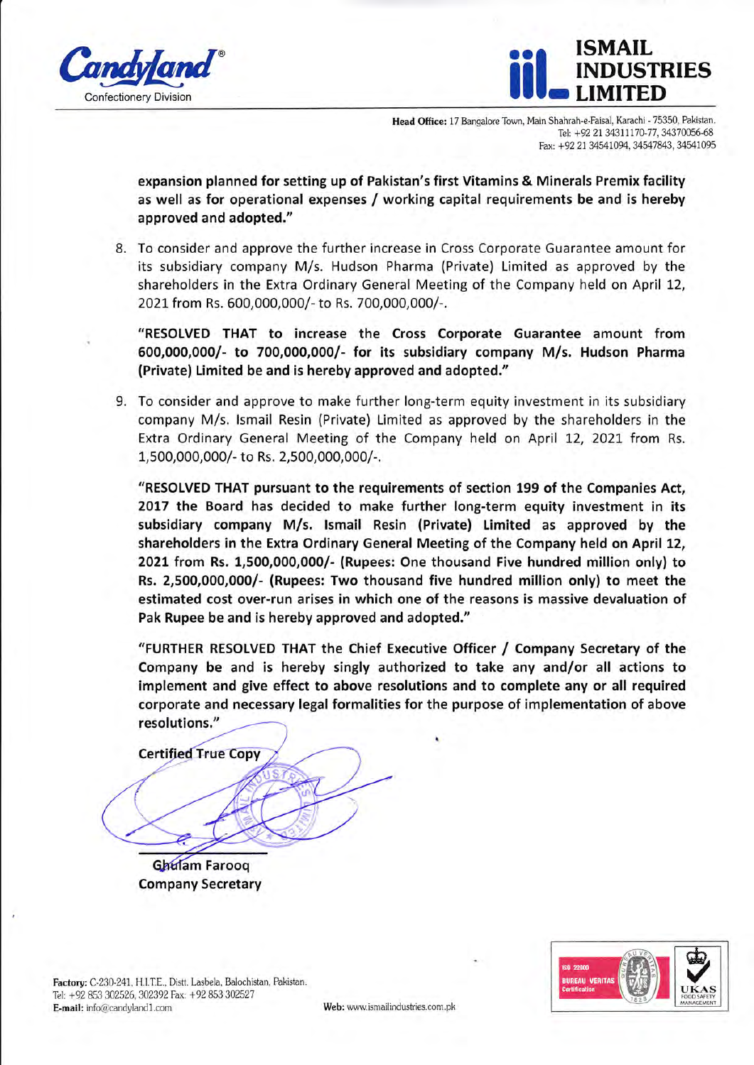**expansion planned for setting up of Pakistan's first Vitamins & Minerals Premix facility as well as for operational expenses / working capital requirements be and is hereby approved and adopted."**

8. To consider and approve the further increase in Cross Corporate Guarantee amount for its subsidiary company M/s. Hudson Pharma (Private) Limited as approved by the shareholders in the Extra Ordinary General Meeting of the Company held on April 12, 2021 from Rs. 600,000,000/- to Rs. 700,000,000/-.

   **"RESOLVED THAT to increase the Cross Corporate Guarantee amount from 600,000,000/- to 700,000,000/- for its subsidiary company M/s. Hudson Pharma (Private) Limited be and is hereby approved and adopted."**

9. To consider and approve to make further long-term equity investment in its subsidiary company M/s. Ismail Resin (Private) Limited as approved by the shareholders in the Extra Ordinary General Meeting of the Company held on April 12, 2021 from Rs. 1,500,000,000/- to Rs. 2,500,000,000/-.

   **"RESOLVED THAT pursuant to the requirements of section 199 of the Companies Act, 2017 the Board has decided to make further long-term equity investment in its subsidiary company M/s. Ismail Resin (Private) Limited as approved by the shareholders in the Extra Ordinary General Meeting of the Company held on April 12, 2021 from Rs. 1,500,000,000/- (Rupees: One thousand Five hundred million only) to Rs. 2,500,000,000/- (Rupees: Two thousand five hundred million only) to meet the estimated cost over-run arises in which one of the reasons is massive devaluation of Pak Rupee be and is hereby approved and adopted."**

   **"FURTHER RESOLVED THAT the Chief Executive Officer / Company Secretary of the Company be and is hereby singly authorized to take any and/or all actions to implement and give effect to above resolutions and to complete any or all required corporate and necessary legal formalities for the purpose of implementation of above resolutions."**

**Certified True Copy**

**Ghulam Farooq**
**Company Secretary**